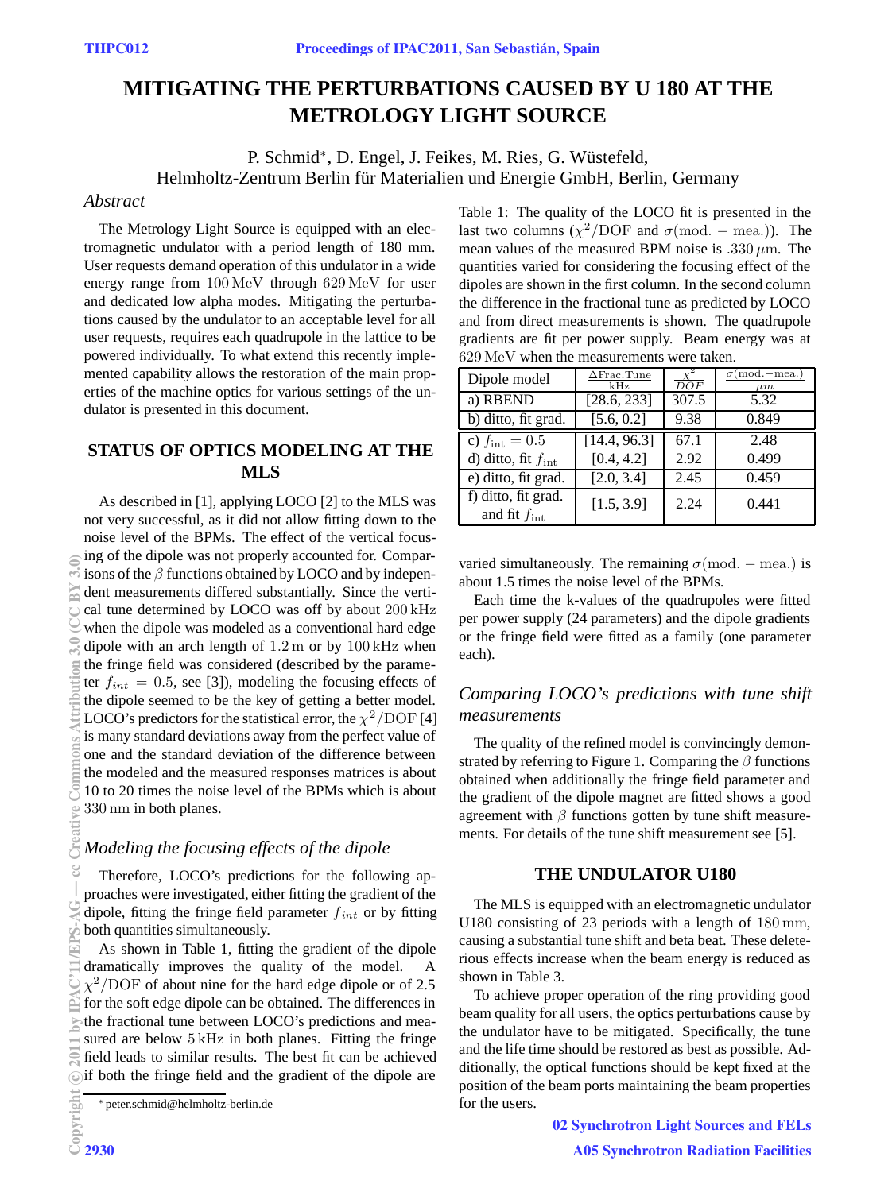# MITIGATING THE PERTURBATIONS CAUSED BY U 180 AT THE METROLOGY LIGHT SOURCE

P. Schmid*, D. Engel, J. Feikes, M. Ries, G. Wüstefeld,
Helmholtz-Zentrum Berlin für Materialien und Energie GmbH, Berlin, Germany

## *Abstract*

The Metrology Light Source is equipped with an electromagnetic undulator with a period length of 180 mm. User requests demand operation of this undulator in a wide energy range from 100 MeV through 629 MeV for user and dedicated low alpha modes. Mitigating the perturbations caused by the undulator to an acceptable level for all user requests, requires each quadrupole in the lattice to be powered individually. To what extend this recently implemented capability allows the restoration of the main properties of the machine optics for various settings of the undulator is presented in this document.

## STATUS OF OPTICS MODELING AT THE MLS

As described in [1], applying LOCO [2] to the MLS was not very successful, as it did not allow fitting down to the noise level of the BPMs. The effect of the vertical focusing of the dipole was not properly accounted for. Comparisons of the $\beta$ functions obtained by LOCO and by independent measurements differed substantially. Since the vertical tune determined by LOCO was off by about 200 kHz when the dipole was modeled as a conventional hard edge dipole with an arch length of 1.2 m or by 100 kHz when the fringe field was considered (described by the parameter $f_{int} = 0.5$, see [3]), modeling the focusing effects of the dipole seemed to be the key of getting a better model. LOCO's predictors for the statistical error, the $\chi^2$/DOF [4] is many standard deviations away from the perfect value of one and the standard deviation of the difference between the modeled and the measured responses matrices is about 10 to 20 times the noise level of the BPMs which is about 330 nm in both planes.

### *Modeling the focusing effects of the dipole*

Therefore, LOCO's predictions for the following approaches were investigated, either fitting the gradient of the dipole, fitting the fringe field parameter $f_{int}$ or by fitting both quantities simultaneously.

As shown in Table 1, fitting the gradient of the dipole dramatically improves the quality of the model. A $\chi^2$/DOF of about nine for the hard edge dipole or of 2.5 for the soft edge dipole can be obtained. The differences in the fractional tune between LOCO's predictions and measured are below 5 kHz in both planes. Fitting the fringe field leads to similar results. The best fit can be achieved if both the fringe field and the gradient of the dipole are

Table 1: The quality of the LOCO fit is presented in the last two columns ($\chi^2$/DOF and $\sigma(\text{mod.} - \text{mea.})$). The mean values of the measured BPM noise is .330 $\mu$m. The quantities varied for considering the focusing effect of the dipoles are shown in the first column. In the second column the difference in the fractional tune as predicted by LOCO and from direct measurements is shown. The quadrupole gradients are fit per power supply. Beam energy was at 629 MeV when the measurements were taken.

| Dipole model | $\frac{\Delta\text{Frac.Tune}}{\text{kHz}}$ | $\frac{\chi^2}{DOF}$ | $\frac{\sigma(\text{mod.}-\text{mea.})}{\mu m}$ |
|---|---|---|---|
| a) RBEND | [28.6, 233] | 307.5 | 5.32 |
| b) ditto, fit grad. | [5.6, 0.2] | 9.38 | 0.849 |
| c) $f_{\text{int}} = 0.5$ | [14.4, 96.3] | 67.1 | 2.48 |
| d) ditto, fit $f_{\text{int}}$ | [0.4, 4.2] | 2.92 | 0.499 |
| e) ditto, fit grad. | [2.0, 3.4] | 2.45 | 0.459 |
| f) ditto, fit grad. and fit $f_{\text{int}}$ | [1.5, 3.9] | 2.24 | 0.441 |

varied simultaneously. The remaining $\sigma(\text{mod.} - \text{mea.})$ is about 1.5 times the noise level of the BPMs.

Each time the k-values of the quadrupoles were fitted per power supply (24 parameters) and the dipole gradients or the fringe field were fitted as a family (one parameter each).

### *Comparing LOCO's predictions with tune shift measurements*

The quality of the refined model is convincingly demonstrated by referring to Figure 1. Comparing the $\beta$ functions obtained when additionally the fringe field parameter and the gradient of the dipole magnet are fitted shows a good agreement with $\beta$ functions gotten by tune shift measurements. For details of the tune shift measurement see [5].

## THE UNDULATOR U180

The MLS is equipped with an electromagnetic undulator U180 consisting of 23 periods with a length of 180 mm, causing a substantial tune shift and beta beat. These deleterious effects increase when the beam energy is reduced as shown in Table 3.

To achieve proper operation of the ring providing good beam quality for all users, the optics perturbations cause by the undulator have to be mitigated. Specifically, the tune and the life time should be restored as best as possible. Additionally, the optical functions should be kept fixed at the position of the beam ports maintaining the beam properties for the users.

* peter.schmid@helmholtz-berlin.de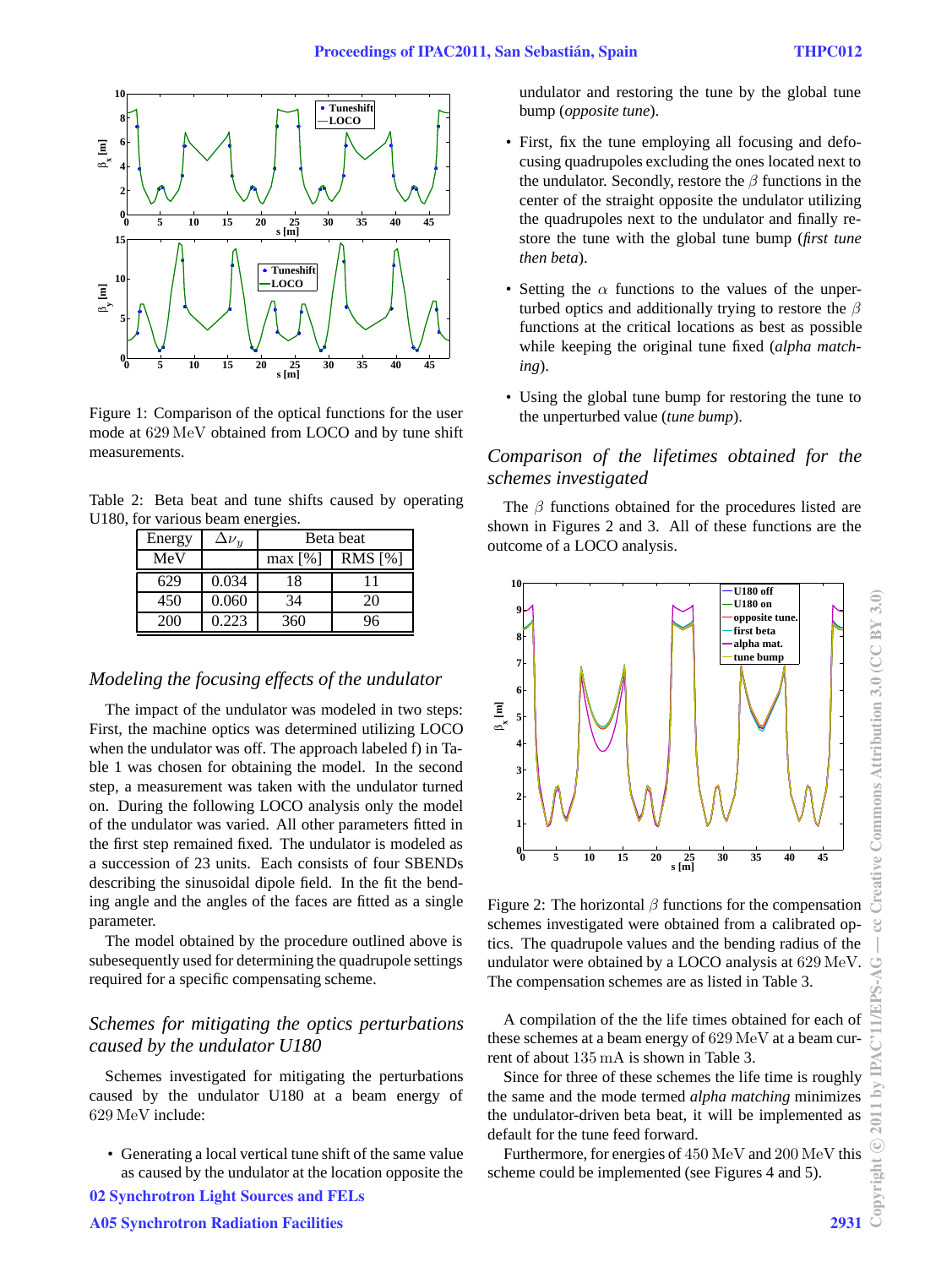Figure 1: Comparison of the optical functions for the user mode at 629 MeV obtained from LOCO and by tune shift measurements.

Table 2: Beta beat and tune shifts caused by operating U180, for various beam energies.

| Energy | $\Delta\nu_y$ | Beta beat | |
|---|---|---|---|
| MeV | | max [%] | RMS [%] |
| 629 | 0.034 | 18 | 11 |
| 450 | 0.060 | 34 | 20 |
| 200 | 0.223 | 360 | 96 |

### *Modeling the focusing effects of the undulator*

The impact of the undulator was modeled in two steps: First, the machine optics was determined utilizing LOCO when the undulator was off. The approach labeled f) in Table 1 was chosen for obtaining the model. In the second step, a measurement was taken with the undulator turned on. During the following LOCO analysis only the model of the undulator was varied. All other parameters fitted in the first step remained fixed. The undulator is modeled as a succession of 23 units. Each consists of four SBENDs describing the sinusoidal dipole field. In the fit the bending angle and the angles of the faces are fitted as a single parameter.

The model obtained by the procedure outlined above is subesequently used for determining the quadrupole settings required for a specific compensating scheme.

### *Schemes for mitigating the optics perturbations caused by the undulator U180*

Schemes investigated for mitigating the perturbations caused by the undulator U180 at a beam energy of 629 MeV include:

- Generating a local vertical tune shift of the same value as caused by the undulator at the location opposite the undulator and restoring the tune by the global tune bump (*opposite tune*).
- First, fix the tune employing all focusing and defocusing quadrupoles excluding the ones located next to the undulator. Secondly, restore the $\beta$ functions in the center of the straight opposite the undulator utilizing the quadrupoles next to the undulator and finally restore the tune with the global tune bump (*first tune then beta*).
- Setting the $\alpha$ functions to the values of the unperturbed optics and additionally trying to restore the $\beta$ functions at the critical locations as best as possible while keeping the original tune fixed (*alpha matching*).
- Using the global tune bump for restoring the tune to the unperturbed value (*tune bump*).

### *Comparison of the lifetimes obtained for the schemes investigated*

The $\beta$ functions obtained for the procedures listed are shown in Figures 2 and 3. All of these functions are the outcome of a LOCO analysis.

Figure 2: The horizontal $\beta$ functions for the compensation schemes investigated were obtained from a calibrated optics. The quadrupole values and the bending radius of the undulator were obtained by a LOCO analysis at 629 MeV. The compensation schemes are as listed in Table 3.

A compilation of the the life times obtained for each of these schemes at a beam energy of 629 MeV at a beam current of about 135 mA is shown in Table 3.

Since for three of these schemes the life time is roughly the same and the mode termed *alpha matching* minimizes the undulator-driven beta beat, it will be implemented as default for the tune feed forward.

Furthermore, for energies of 450 MeV and 200 MeV this scheme could be implemented (see Figures 4 and 5).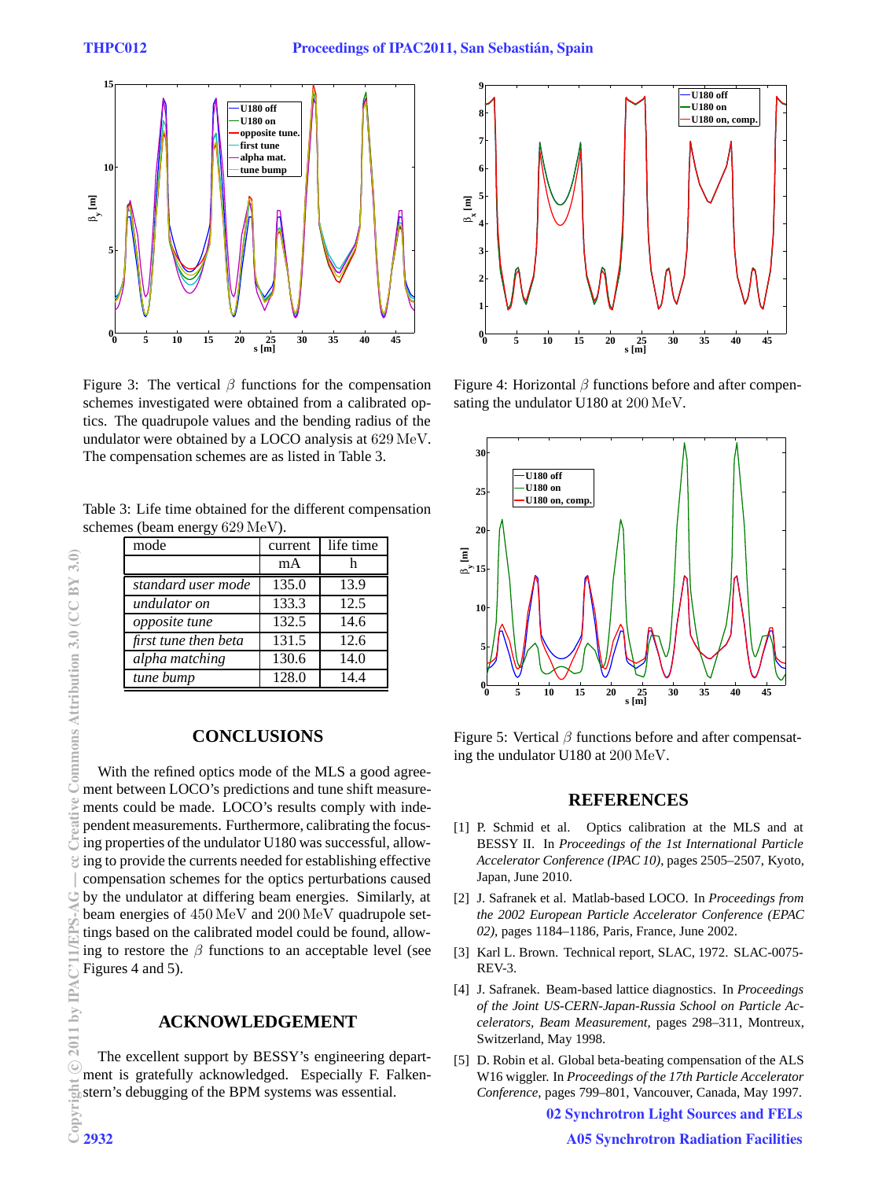15

10

5

0

$\beta_y$ [m]

0 5 10 15 20 25 30 35 40 45

s [m]

U180 off
U180 on
opposite tune.
first tune
alpha mat.
tune bump

Figure 3: The vertical $\beta$ functions for the compensation schemes investigated were obtained from a calibrated optics. The quadrupole values and the bending radius of the undulator were obtained by a LOCO analysis at 629 MeV. The compensation schemes are as listed in Table 3.

9

8

7

6

5

4

3

2

1

0

$\beta_x$ [m]

0 5 10 15 20 25 30 35 40 45

s [m]

U180 off
U180 on
U180 on, comp.

Figure 4: Horizontal $\beta$ functions before and after compensating the undulator U180 at 200 MeV.

Table 3: Life time obtained for the different compensation schemes (beam energy 629 MeV).

| mode | current | life time |
|---|---|---|
| | mA | h |
| *standard user mode* | 135.0 | 13.9 |
| *undulator on* | 133.3 | 12.5 |
| *opposite tune* | 132.5 | 14.6 |
| *first tune then beta* | 131.5 | 12.6 |
| *alpha matching* | 130.6 | 14.0 |
| *tune bump* | 128.0 | 14.4 |

30

25

20

15

10

5

0

$\beta_y$ [m]

0 5 10 15 20 25 30 35 40 45

s [m]

U180 off
U180 on
U180 on, comp.

Figure 5: Vertical $\beta$ functions before and after compensating the undulator U180 at 200 MeV.

## CONCLUSIONS

With the refined optics mode of the MLS a good agreement between LOCO's predictions and tune shift measurements could be made. LOCO's results comply with independent measurements. Furthermore, calibrating the focusing properties of the undulator U180 was successful, allowing to provide the currents needed for establishing effective compensation schemes for the optics perturbations caused by the undulator at differing beam energies. Similarly, at beam energies of 450 MeV and 200 MeV quadrupole settings based on the calibrated model could be found, allowing to restore the $\beta$ functions to an acceptable level (see Figures 4 and 5).

## ACKNOWLEDGEMENT

The excellent support by BESSY's engineering department is gratefully acknowledged. Especially F. Falkenstern's debugging of the BPM systems was essential.

## REFERENCES

[1] P. Schmid et al. Optics calibration at the MLS and at BESSY II. In *Proceedings of the 1st International Particle Accelerator Conference (IPAC 10)*, pages 2505–2507, Kyoto, Japan, June 2010.

[2] J. Safranek et al. Matlab-based LOCO. In *Proceedings from the 2002 European Particle Accelerator Conference (EPAC 02)*, pages 1184–1186, Paris, France, June 2002.

[3] Karl L. Brown. Technical report, SLAC, 1972. SLAC-0075-REV-3.

[4] J. Safranek. Beam-based lattice diagnostics. In *Proceedings of the Joint US-CERN-Japan-Russia School on Particle Accelerators, Beam Measurement*, pages 298–311, Montreux, Switzerland, May 1998.

[5] D. Robin et al. Global beta-beating compensation of the ALS W16 wiggler. In *Proceedings of the 17th Particle Accelerator Conference*, pages 799–801, Vancouver, Canada, May 1997.